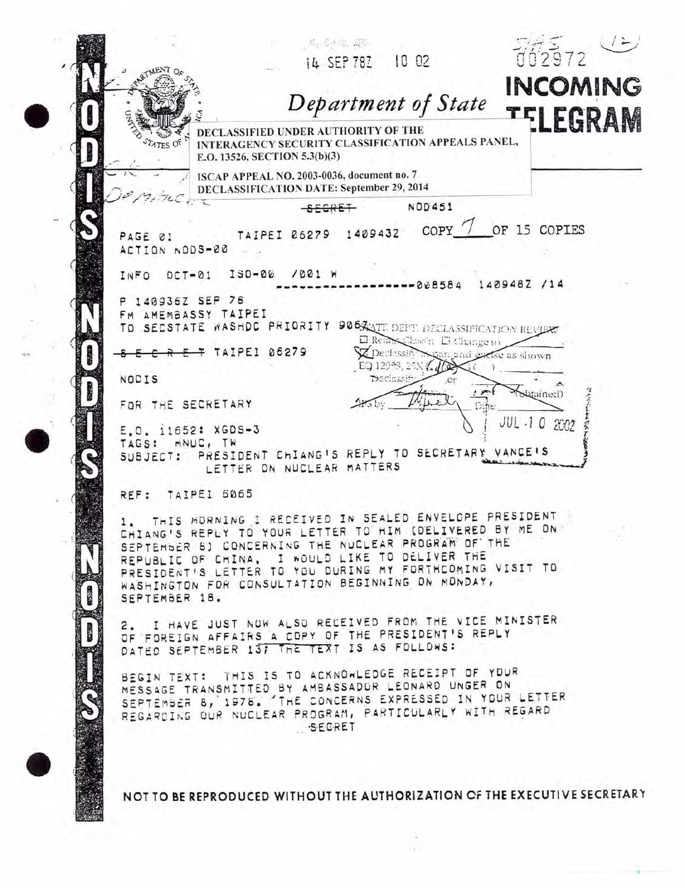14 SEP 78Z 10 02

STATE 002972

# Department of State

# INCOMING TELEGRAM

DECLASSIFIED UNDER AUTHORITY OF THE INTERAGENCY SECURITY CLASSIFICATION APPEALS PANEL, E.O. 13526, SECTION 5.3(b)(3)

ISCAP APPEAL NO. 2003-0036, document no. 7
DECLASSIFICATION DATE: September 29, 2014

~~SECRET~~ NOD451

PAGE 01 TAIPEI 06279 140943Z COPY 7 OF 15 COPIES
ACTION NODS-00

INFO OCT-01 ISO-00 /001 W
------------------008584 140948Z /14

P 140936Z SEP 78
FM AMEMBASSY TAIPEI
TO SECSTATE WASHDC PRIORITY 9067

STATE DEPT. DECLASSIFICATION REVIEW
☐ Retain Class'n ☐ Change to
☒ Declassify in part and excise as shown
EO 12958, 25X ( ) ( ) ( )
Declassify ( ) or ( ) (obtained)
IPS by ____ Date JUL 10 2002

~~SECRET~~ TAIPEI 06279

NODIS

FOR THE SECRETARY

E.O. 11652: XGDS-3
TAGS: MNUC, TW
SUBJECT: PRESIDENT CHIANG'S REPLY TO SECRETARY VANCE'S LETTER ON NUCLEAR MATTERS

REF: TAIPEI 6065

1. THIS MORNING I RECEIVED IN SEALED ENVELOPE PRESIDENT CHIANG'S REPLY TO YOUR LETTER TO HIM (DELIVERED BY ME ON SEPTEMBER 8) CONCERNING THE NUCLEAR PROGRAM OF THE REPUBLIC OF CHINA. I WOULD LIKE TO DELIVER THE PRESIDENT'S LETTER TO YOU DURING MY FORTHCOMING VISIT TO WASHINGTON FOR CONSULTATION BEGINNING ON MONDAY, SEPTEMBER 18.

2. I HAVE JUST NOW ALSO RECEIVED FROM THE VICE MINISTER OF FOREIGN AFFAIRS A COPY OF THE PRESIDENT'S REPLY DATED SEPTEMBER 13; THE TEXT IS AS FOLLOWS:

BEGIN TEXT: THIS IS TO ACKNOWLEDGE RECEIPT OF YOUR MESSAGE TRANSMITTED BY AMBASSADOR LEONARD UNGER ON SEPTEMBER 8, 1978. THE CONCERNS EXPRESSED IN YOUR LETTER REGARDING OUR NUCLEAR PROGRAM, PARTICULARLY WITH REGARD

SECRET

NOT TO BE REPRODUCED WITHOUT THE AUTHORIZATION OF THE EXECUTIVE SECRETARY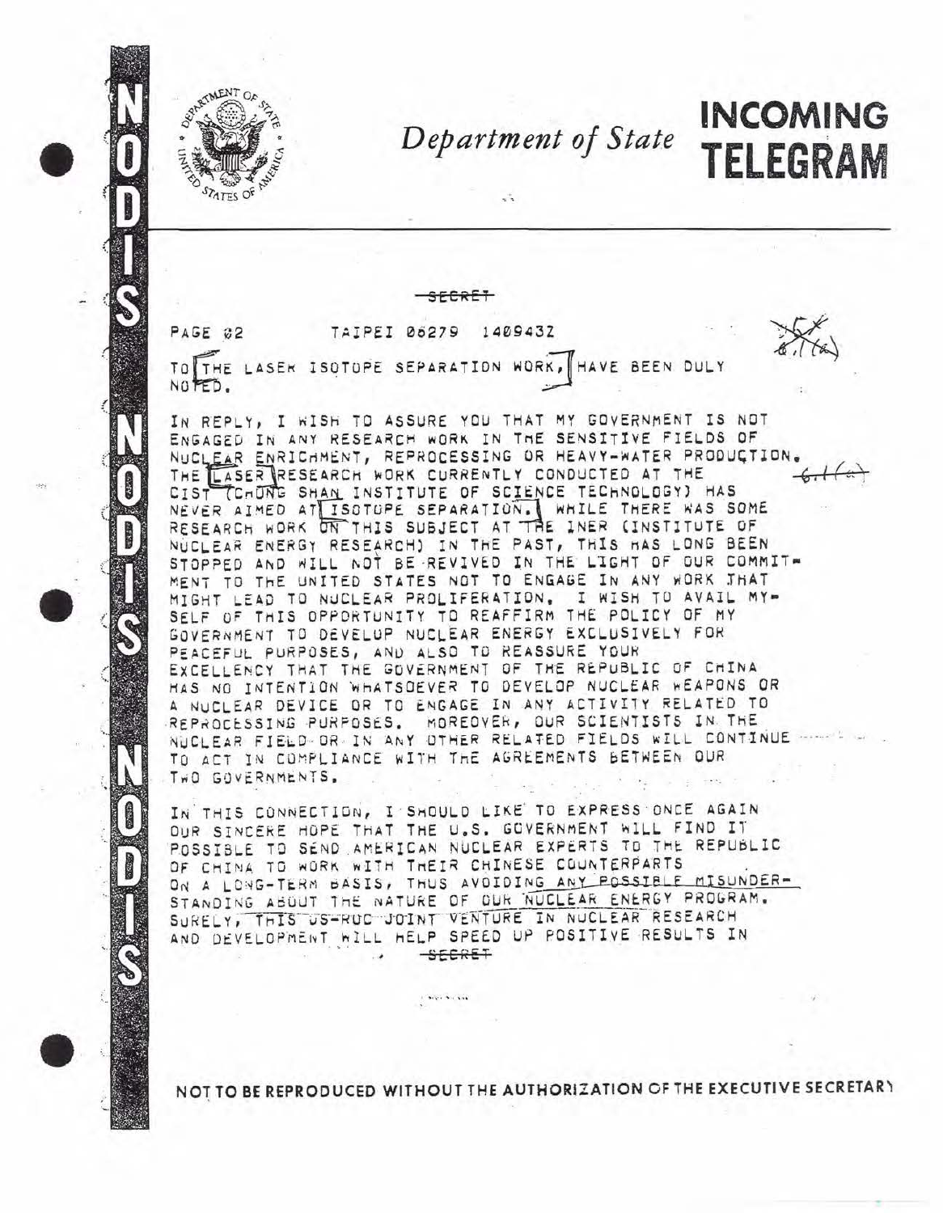# Department of State

# INCOMING TELEGRAM

SECRET

PAGE 02 TAIPEI 06279 140943Z

TO THE LASER ISOTOPE SEPARATION WORK, HAVE BEEN DULY NOTED.

IN REPLY, I WISH TO ASSURE YOU THAT MY GOVERNMENT IS NOT ENGAGED IN ANY RESEARCH WORK IN THE SENSITIVE FIELDS OF NUCLEAR ENRICHMENT, REPROCESSING OR HEAVY-WATER PRODUCTION. THE LASER RESEARCH WORK CURRENTLY CONDUCTED AT THE CIST (CHUNG SHAN INSTITUTE OF SCIENCE TECHNOLOGY) HAS NEVER AIMED AT ISOTOPE SEPARATION. WHILE THERE WAS SOME RESEARCH WORK ON THIS SUBJECT AT THE INER (INSTITUTE OF NUCLEAR ENERGY RESEARCH) IN THE PAST, THIS HAS LONG BEEN STOPPED AND WILL NOT BE REVIVED IN THE LIGHT OF OUR COMMITMENT TO THE UNITED STATES NOT TO ENGAGE IN ANY WORK THAT MIGHT LEAD TO NUCLEAR PROLIFERATION. I WISH TO AVAIL MYSELF OF THIS OPPORTUNITY TO REAFFIRM THE POLICY OF MY GOVERNMENT TO DEVELOP NUCLEAR ENERGY EXCLUSIVELY FOR PEACEFUL PURPOSES, AND ALSO TO REASSURE YOUR EXCELLENCY THAT THE GOVERNMENT OF THE REPUBLIC OF CHINA HAS NO INTENTION WHATSOEVER TO DEVELOP NUCLEAR WEAPONS OR A NUCLEAR DEVICE OR TO ENGAGE IN ANY ACTIVITY RELATED TO REPROCESSING PURPOSES. MOREOVER, OUR SCIENTISTS IN THE NUCLEAR FIELD OR IN ANY OTHER RELATED FIELDS WILL CONTINUE TO ACT IN COMPLIANCE WITH THE AGREEMENTS BETWEEN OUR TWO GOVERNMENTS.

IN THIS CONNECTION, I SHOULD LIKE TO EXPRESS ONCE AGAIN OUR SINCERE HOPE THAT THE U.S. GOVERNMENT WILL FIND IT POSSIBLE TO SEND AMERICAN NUCLEAR EXPERTS TO THE REPUBLIC OF CHINA TO WORK WITH THEIR CHINESE COUNTERPARTS ON A LONG-TERM BASIS, THUS AVOIDING ANY POSSIBLE MISUNDERSTANDING ABOUT THE NATURE OF OUR NUCLEAR ENERGY PROGRAM. SURELY, THIS US-ROC JOINT VENTURE IN NUCLEAR RESEARCH AND DEVELOPMENT WILL HELP SPEED UP POSITIVE RESULTS IN

SECRET

NOT TO BE REPRODUCED WITHOUT THE AUTHORIZATION OF THE EXECUTIVE SECRETARY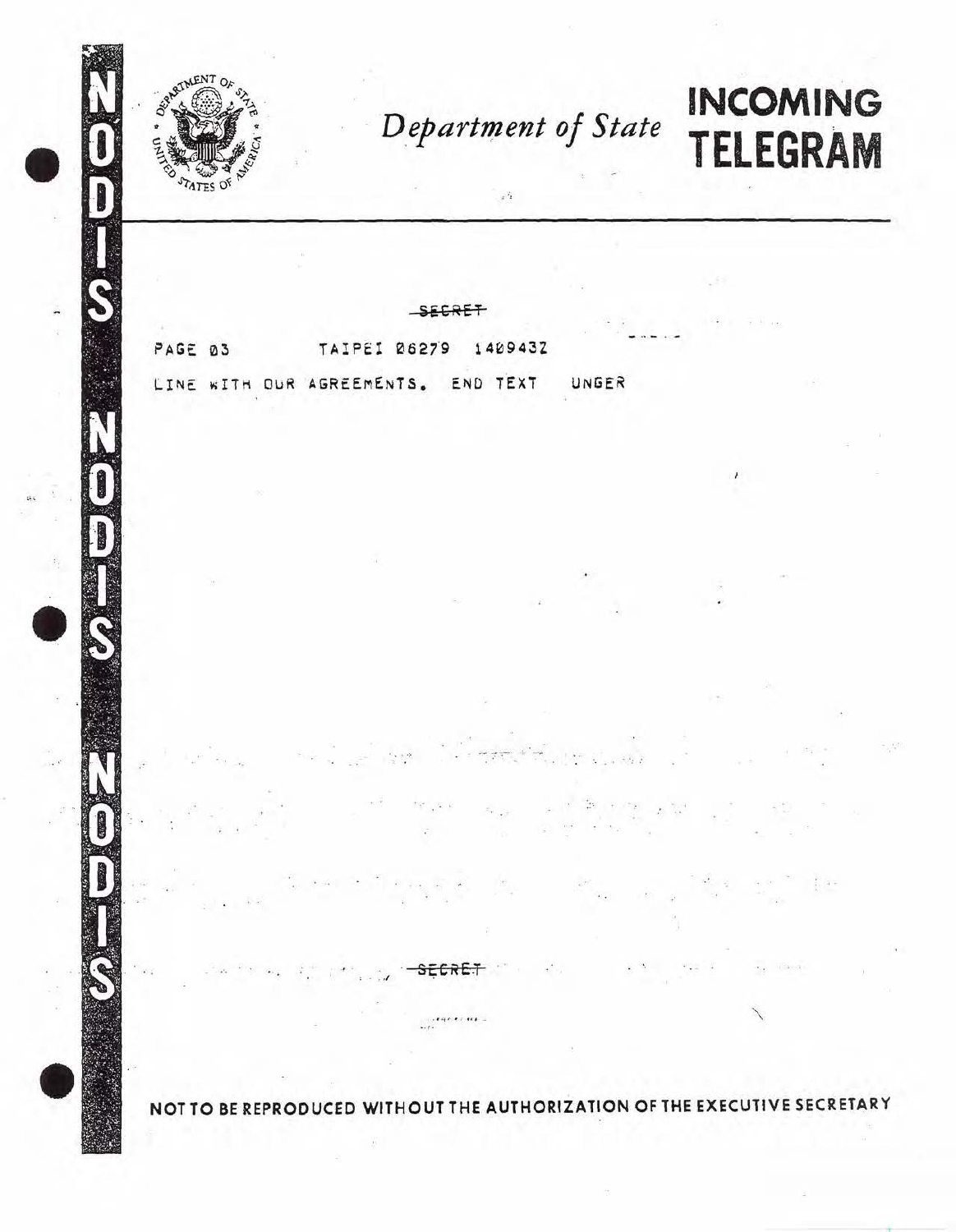# Department of State INCOMING TELEGRAM

SECRET

PAGE 03 TAIPEI 06279 140943Z

LINE WITH OUR AGREEMENTS. END TEXT UNGER

SECRET

NOT TO BE REPRODUCED WITHOUT THE AUTHORIZATION OF THE EXECUTIVE SECRETARY